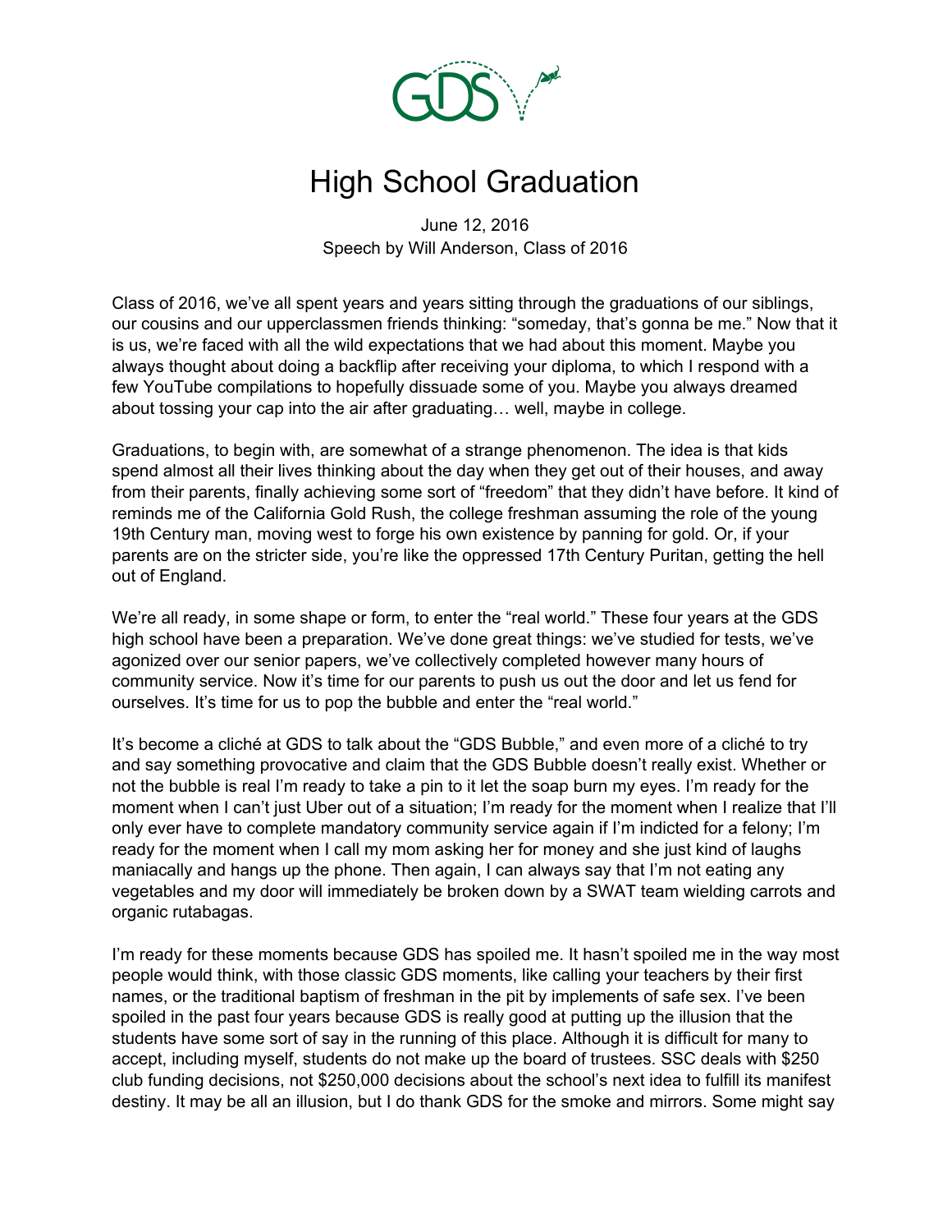# High School Graduation

June 12, 2016
Speech by Will Anderson, Class of 2016

Class of 2016, we've all spent years and years sitting through the graduations of our siblings, our cousins and our upperclassmen friends thinking: "someday, that's gonna be me." Now that it is us, we're faced with all the wild expectations that we had about this moment. Maybe you always thought about doing a backflip after receiving your diploma, to which I respond with a few YouTube compilations to hopefully dissuade some of you. Maybe you always dreamed about tossing your cap into the air after graduating… well, maybe in college.

Graduations, to begin with, are somewhat of a strange phenomenon. The idea is that kids spend almost all their lives thinking about the day when they get out of their houses, and away from their parents, finally achieving some sort of "freedom" that they didn't have before. It kind of reminds me of the California Gold Rush, the college freshman assuming the role of the young 19th Century man, moving west to forge his own existence by panning for gold. Or, if your parents are on the stricter side, you're like the oppressed 17th Century Puritan, getting the hell out of England.

We're all ready, in some shape or form, to enter the "real world." These four years at the GDS high school have been a preparation. We've done great things: we've studied for tests, we've agonized over our senior papers, we've collectively completed however many hours of community service. Now it's time for our parents to push us out the door and let us fend for ourselves. It's time for us to pop the bubble and enter the "real world."

It's become a cliché at GDS to talk about the "GDS Bubble," and even more of a cliché to try and say something provocative and claim that the GDS Bubble doesn't really exist. Whether or not the bubble is real I'm ready to take a pin to it let the soap burn my eyes. I'm ready for the moment when I can't just Uber out of a situation; I'm ready for the moment when I realize that I'll only ever have to complete mandatory community service again if I'm indicted for a felony; I'm ready for the moment when I call my mom asking her for money and she just kind of laughs maniacally and hangs up the phone. Then again, I can always say that I'm not eating any vegetables and my door will immediately be broken down by a SWAT team wielding carrots and organic rutabagas.

I'm ready for these moments because GDS has spoiled me. It hasn't spoiled me in the way most people would think, with those classic GDS moments, like calling your teachers by their first names, or the traditional baptism of freshman in the pit by implements of safe sex. I've been spoiled in the past four years because GDS is really good at putting up the illusion that the students have some sort of say in the running of this place. Although it is difficult for many to accept, including myself, students do not make up the board of trustees. SSC deals with $250 club funding decisions, not $250,000 decisions about the school's next idea to fulfill its manifest destiny. It may be all an illusion, but I do thank GDS for the smoke and mirrors. Some might say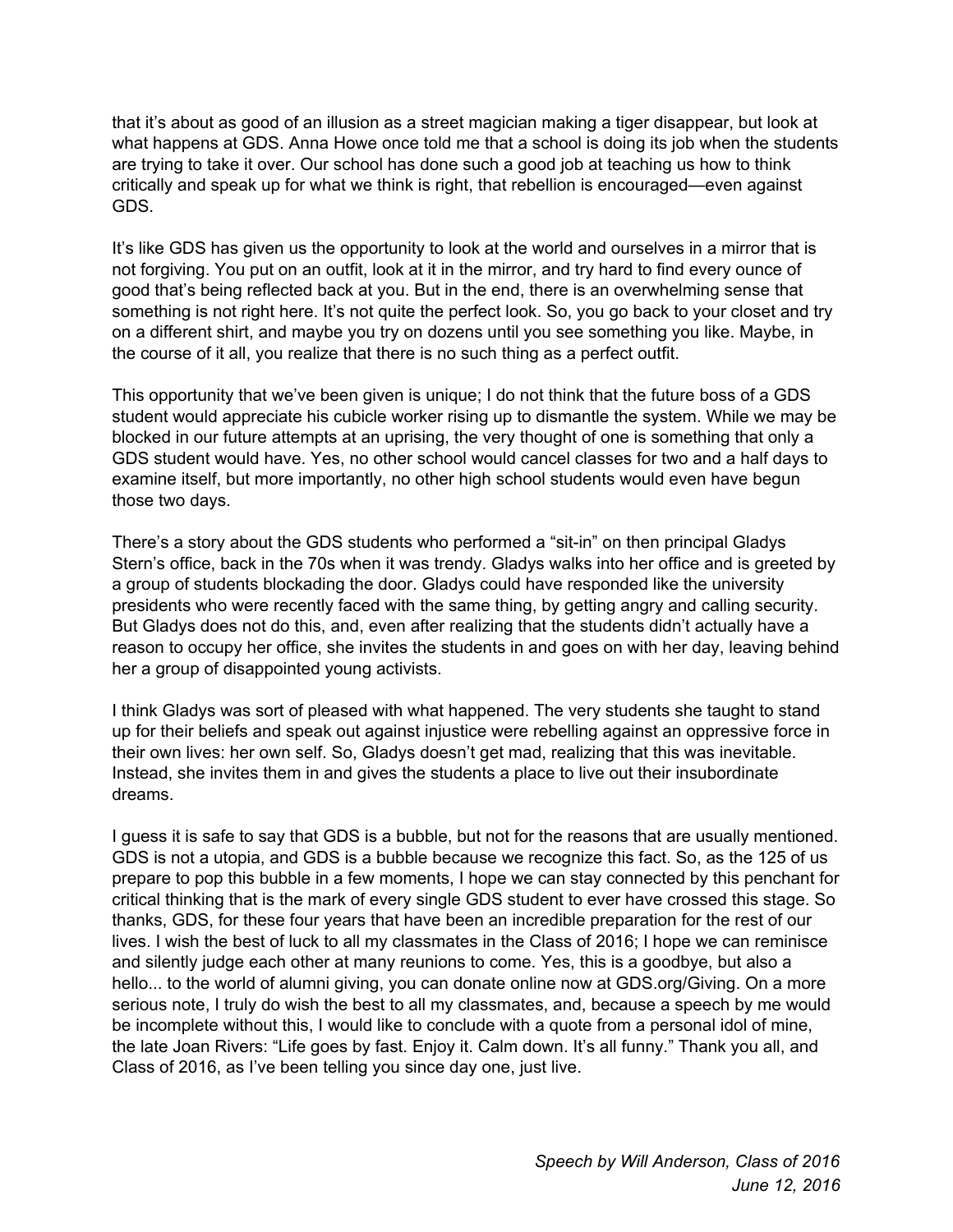that it's about as good of an illusion as a street magician making a tiger disappear, but look at what happens at GDS. Anna Howe once told me that a school is doing its job when the students are trying to take it over. Our school has done such a good job at teaching us how to think critically and speak up for what we think is right, that rebellion is encouraged—even against GDS.

It's like GDS has given us the opportunity to look at the world and ourselves in a mirror that is not forgiving. You put on an outfit, look at it in the mirror, and try hard to find every ounce of good that's being reflected back at you. But in the end, there is an overwhelming sense that something is not right here. It's not quite the perfect look. So, you go back to your closet and try on a different shirt, and maybe you try on dozens until you see something you like. Maybe, in the course of it all, you realize that there is no such thing as a perfect outfit.

This opportunity that we've been given is unique; I do not think that the future boss of a GDS student would appreciate his cubicle worker rising up to dismantle the system. While we may be blocked in our future attempts at an uprising, the very thought of one is something that only a GDS student would have. Yes, no other school would cancel classes for two and a half days to examine itself, but more importantly, no other high school students would even have begun those two days.

There's a story about the GDS students who performed a "sit-in" on then principal Gladys Stern's office, back in the 70s when it was trendy. Gladys walks into her office and is greeted by a group of students blockading the door. Gladys could have responded like the university presidents who were recently faced with the same thing, by getting angry and calling security. But Gladys does not do this, and, even after realizing that the students didn't actually have a reason to occupy her office, she invites the students in and goes on with her day, leaving behind her a group of disappointed young activists.

I think Gladys was sort of pleased with what happened. The very students she taught to stand up for their beliefs and speak out against injustice were rebelling against an oppressive force in their own lives: her own self. So, Gladys doesn't get mad, realizing that this was inevitable. Instead, she invites them in and gives the students a place to live out their insubordinate dreams.

I guess it is safe to say that GDS is a bubble, but not for the reasons that are usually mentioned. GDS is not a utopia, and GDS is a bubble because we recognize this fact. So, as the 125 of us prepare to pop this bubble in a few moments, I hope we can stay connected by this penchant for critical thinking that is the mark of every single GDS student to ever have crossed this stage. So thanks, GDS, for these four years that have been an incredible preparation for the rest of our lives. I wish the best of luck to all my classmates in the Class of 2016; I hope we can reminisce and silently judge each other at many reunions to come. Yes, this is a goodbye, but also a hello... to the world of alumni giving, you can donate online now at GDS.org/Giving. On a more serious note, I truly do wish the best to all my classmates, and, because a speech by me would be incomplete without this, I would like to conclude with a quote from a personal idol of mine, the late Joan Rivers: "Life goes by fast. Enjoy it. Calm down. It's all funny." Thank you all, and Class of 2016, as I've been telling you since day one, just live.

*Speech by Will Anderson, Class of 2016*
*June 12, 2016*